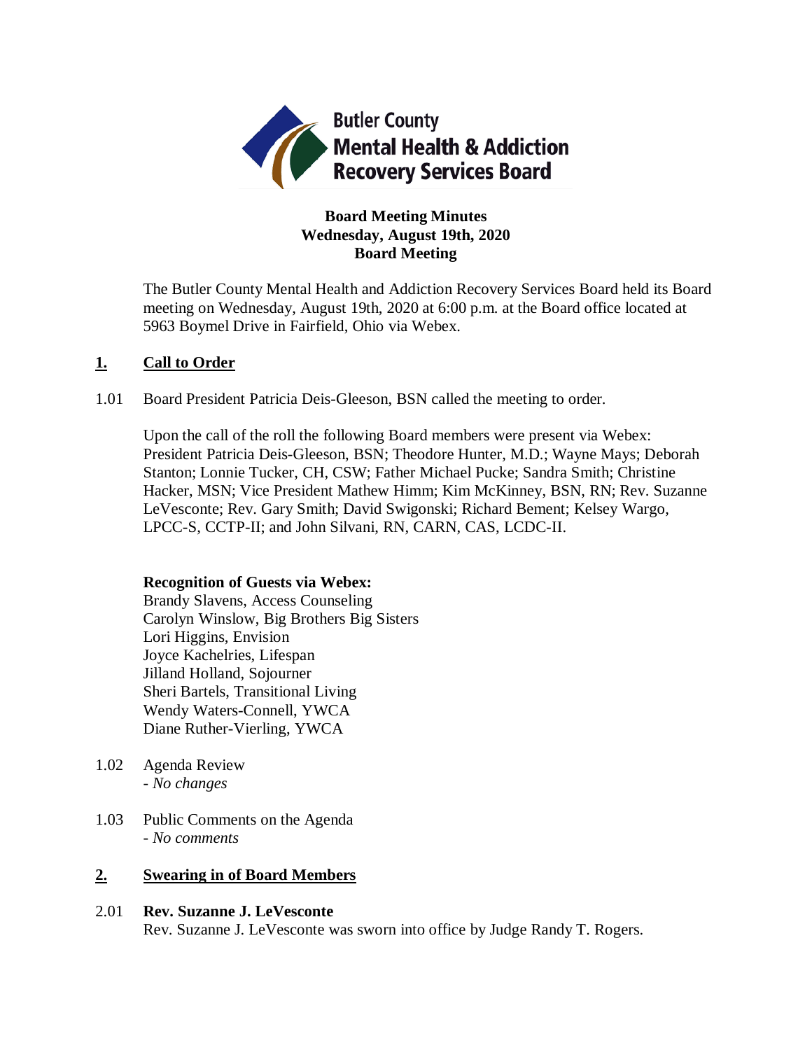Butler County
Mental Health & Addiction
Recovery Services Board

**Board Meeting Minutes**
**Wednesday, August 19th, 2020**
**Board Meeting**

The Butler County Mental Health and Addiction Recovery Services Board held its Board meeting on Wednesday, August 19th, 2020 at 6:00 p.m. at the Board office located at 5963 Boymel Drive in Fairfield, Ohio via Webex.

## 1. Call to Order

1.01 Board President Patricia Deis-Gleeson, BSN called the meeting to order.

Upon the call of the roll the following Board members were present via Webex: President Patricia Deis-Gleeson, BSN; Theodore Hunter, M.D.; Wayne Mays; Deborah Stanton; Lonnie Tucker, CH, CSW; Father Michael Pucke; Sandra Smith; Christine Hacker, MSN; Vice President Mathew Himm; Kim McKinney, BSN, RN; Rev. Suzanne LeVesconte; Rev. Gary Smith; David Swigonski; Richard Bement; Kelsey Wargo, LPCC-S, CCTP-II; and John Silvani, RN, CARN, CAS, LCDC-II.

**Recognition of Guests via Webex:**
Brandy Slavens, Access Counseling
Carolyn Winslow, Big Brothers Big Sisters
Lori Higgins, Envision
Joyce Kachelries, Lifespan
Jilland Holland, Sojourner
Sheri Bartels, Transitional Living
Wendy Waters-Connell, YWCA
Diane Ruther-Vierling, YWCA

1.02 Agenda Review
- *No changes*

1.03 Public Comments on the Agenda
- *No comments*

## 2. Swearing in of Board Members

2.01 **Rev. Suzanne J. LeVesconte**
Rev. Suzanne J. LeVesconte was sworn into office by Judge Randy T. Rogers.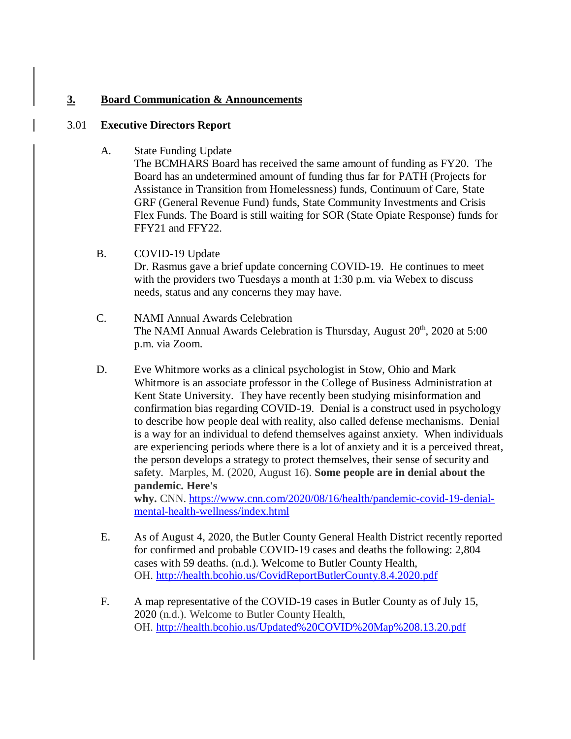## **3. Board Communication & Announcements**

### 3.01 **Executive Directors Report**

A. State Funding Update
The BCMHARS Board has received the same amount of funding as FY20. The Board has an undetermined amount of funding thus far for PATH (Projects for Assistance in Transition from Homelessness) funds, Continuum of Care, State GRF (General Revenue Fund) funds, State Community Investments and Crisis Flex Funds. The Board is still waiting for SOR (State Opiate Response) funds for FFY21 and FFY22.

B. COVID-19 Update
Dr. Rasmus gave a brief update concerning COVID-19. He continues to meet with the providers two Tuesdays a month at 1:30 p.m. via Webex to discuss needs, status and any concerns they may have.

C. NAMI Annual Awards Celebration
The NAMI Annual Awards Celebration is Thursday, August 20th, 2020 at 5:00 p.m. via Zoom.

D. Eve Whitmore works as a clinical psychologist in Stow, Ohio and Mark Whitmore is an associate professor in the College of Business Administration at Kent State University. They have recently been studying misinformation and confirmation bias regarding COVID-19. Denial is a construct used in psychology to describe how people deal with reality, also called defense mechanisms. Denial is a way for an individual to defend themselves against anxiety. When individuals are experiencing periods where there is a lot of anxiety and it is a perceived threat, the person develops a strategy to protect themselves, their sense of security and safety. Marples, M. (2020, August 16). **Some people are in denial about the pandemic. Here's why.** CNN. https://www.cnn.com/2020/08/16/health/pandemic-covid-19-denial-mental-health-wellness/index.html

E. As of August 4, 2020, the Butler County General Health District recently reported for confirmed and probable COVID-19 cases and deaths the following: 2,804 cases with 59 deaths. (n.d.). Welcome to Butler County Health, OH. http://health.bcohio.us/CovidReportButlerCounty.8.4.2020.pdf

F. A map representative of the COVID-19 cases in Butler County as of July 15, 2020 (n.d.). Welcome to Butler County Health, OH. http://health.bcohio.us/Updated%20COVID%20Map%208.13.20.pdf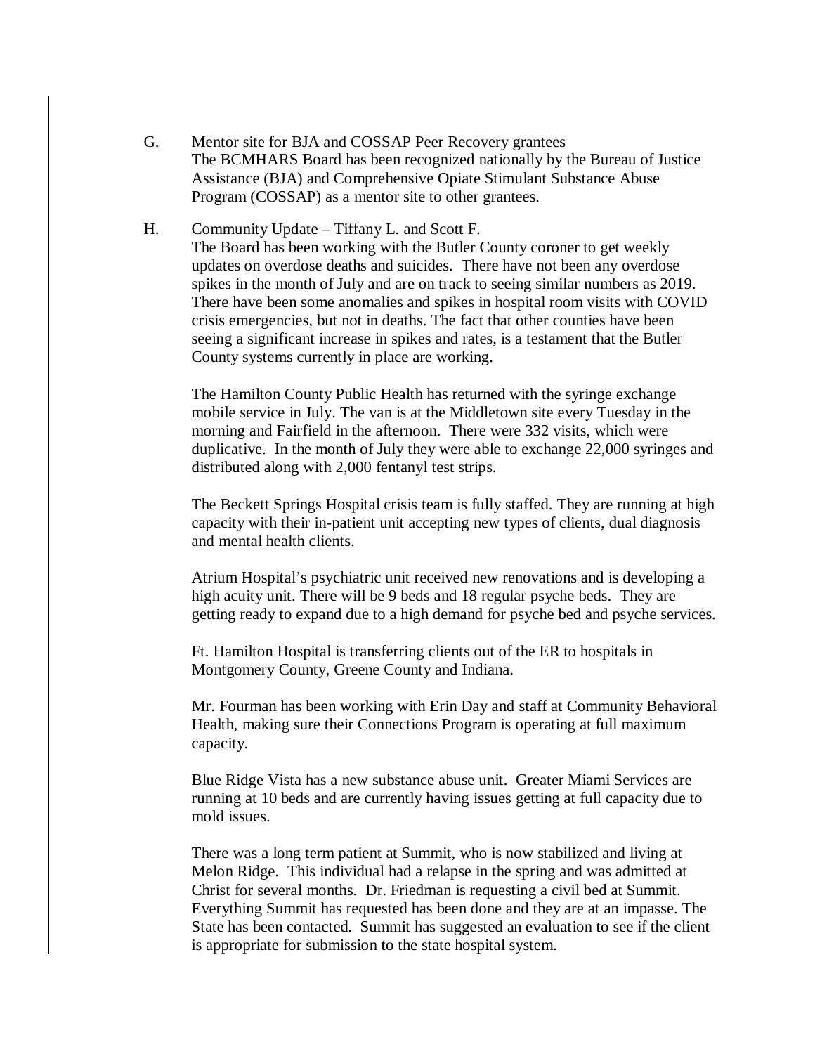G. Mentor site for BJA and COSSAP Peer Recovery grantees

The BCMHARS Board has been recognized nationally by the Bureau of Justice Assistance (BJA) and Comprehensive Opiate Stimulant Substance Abuse Program (COSSAP) as a mentor site to other grantees.

H. Community Update – Tiffany L. and Scott F.

The Board has been working with the Butler County coroner to get weekly updates on overdose deaths and suicides. There have not been any overdose spikes in the month of July and are on track to seeing similar numbers as 2019. There have been some anomalies and spikes in hospital room visits with COVID crisis emergencies, but not in deaths. The fact that other counties have been seeing a significant increase in spikes and rates, is a testament that the Butler County systems currently in place are working.

The Hamilton County Public Health has returned with the syringe exchange mobile service in July. The van is at the Middletown site every Tuesday in the morning and Fairfield in the afternoon. There were 332 visits, which were duplicative. In the month of July they were able to exchange 22,000 syringes and distributed along with 2,000 fentanyl test strips.

The Beckett Springs Hospital crisis team is fully staffed. They are running at high capacity with their in-patient unit accepting new types of clients, dual diagnosis and mental health clients.

Atrium Hospital's psychiatric unit received new renovations and is developing a high acuity unit. There will be 9 beds and 18 regular psyche beds. They are getting ready to expand due to a high demand for psyche bed and psyche services.

Ft. Hamilton Hospital is transferring clients out of the ER to hospitals in Montgomery County, Greene County and Indiana.

Mr. Fourman has been working with Erin Day and staff at Community Behavioral Health, making sure their Connections Program is operating at full maximum capacity.

Blue Ridge Vista has a new substance abuse unit. Greater Miami Services are running at 10 beds and are currently having issues getting at full capacity due to mold issues.

There was a long term patient at Summit, who is now stabilized and living at Melon Ridge. This individual had a relapse in the spring and was admitted at Christ for several months. Dr. Friedman is requesting a civil bed at Summit. Everything Summit has requested has been done and they are at an impasse. The State has been contacted. Summit has suggested an evaluation to see if the client is appropriate for submission to the state hospital system.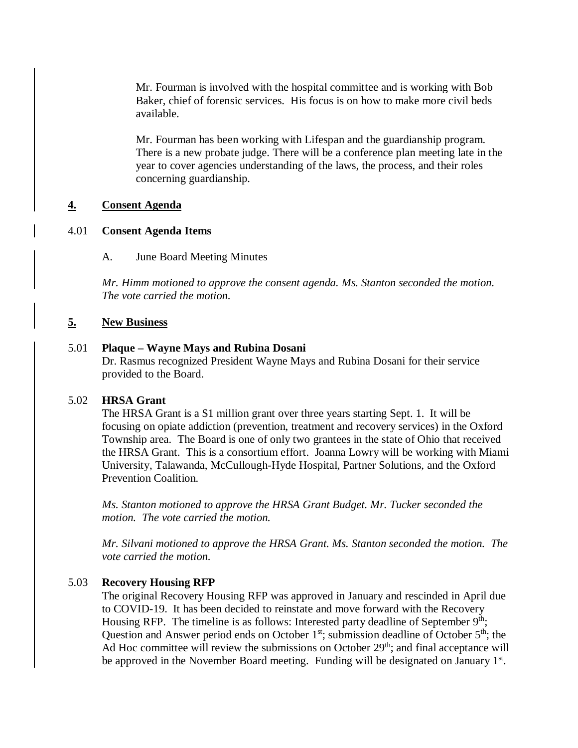Mr. Fourman is involved with the hospital committee and is working with Bob Baker, chief of forensic services. His focus is on how to make more civil beds available.

Mr. Fourman has been working with Lifespan and the guardianship program. There is a new probate judge. There will be a conference plan meeting late in the year to cover agencies understanding of the laws, the process, and their roles concerning guardianship.

## 4. Consent Agenda

### 4.01 Consent Agenda Items

A. June Board Meeting Minutes

*Mr. Himm motioned to approve the consent agenda. Ms. Stanton seconded the motion. The vote carried the motion.*

## 5. New Business

### 5.01 Plaque – Wayne Mays and Rubina Dosani

Dr. Rasmus recognized President Wayne Mays and Rubina Dosani for their service provided to the Board.

### 5.02 HRSA Grant

The HRSA Grant is a $1 million grant over three years starting Sept. 1. It will be focusing on opiate addiction (prevention, treatment and recovery services) in the Oxford Township area. The Board is one of only two grantees in the state of Ohio that received the HRSA Grant. This is a consortium effort. Joanna Lowry will be working with Miami University, Talawanda, McCullough-Hyde Hospital, Partner Solutions, and the Oxford Prevention Coalition.

*Ms. Stanton motioned to approve the HRSA Grant Budget. Mr. Tucker seconded the motion. The vote carried the motion.*

*Mr. Silvani motioned to approve the HRSA Grant. Ms. Stanton seconded the motion. The vote carried the motion.*

### 5.03 Recovery Housing RFP

The original Recovery Housing RFP was approved in January and rescinded in April due to COVID-19. It has been decided to reinstate and move forward with the Recovery Housing RFP. The timeline is as follows: Interested party deadline of September 9th; Question and Answer period ends on October 1st; submission deadline of October 5th; the Ad Hoc committee will review the submissions on October 29th; and final acceptance will be approved in the November Board meeting. Funding will be designated on January 1st.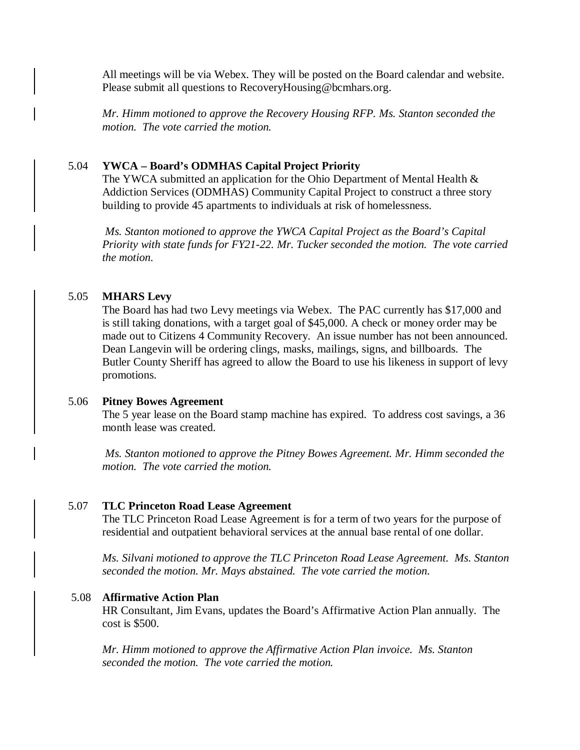All meetings will be via Webex. They will be posted on the Board calendar and website. Please submit all questions to RecoveryHousing@bcmhars.org.

*Mr. Himm motioned to approve the Recovery Housing RFP. Ms. Stanton seconded the motion. The vote carried the motion.*

5.04 **YWCA – Board's ODMHAS Capital Project Priority**

The YWCA submitted an application for the Ohio Department of Mental Health & Addiction Services (ODMHAS) Community Capital Project to construct a three story building to provide 45 apartments to individuals at risk of homelessness.

*Ms. Stanton motioned to approve the YWCA Capital Project as the Board's Capital Priority with state funds for FY21-22. Mr. Tucker seconded the motion. The vote carried the motion.*

5.05 **MHARS Levy**

The Board has had two Levy meetings via Webex. The PAC currently has $17,000 and is still taking donations, with a target goal of $45,000. A check or money order may be made out to Citizens 4 Community Recovery. An issue number has not been announced. Dean Langevin will be ordering clings, masks, mailings, signs, and billboards. The Butler County Sheriff has agreed to allow the Board to use his likeness in support of levy promotions.

5.06 **Pitney Bowes Agreement**

The 5 year lease on the Board stamp machine has expired. To address cost savings, a 36 month lease was created.

*Ms. Stanton motioned to approve the Pitney Bowes Agreement. Mr. Himm seconded the motion. The vote carried the motion.*

5.07 **TLC Princeton Road Lease Agreement**

The TLC Princeton Road Lease Agreement is for a term of two years for the purpose of residential and outpatient behavioral services at the annual base rental of one dollar.

*Ms. Silvani motioned to approve the TLC Princeton Road Lease Agreement. Ms. Stanton seconded the motion. Mr. Mays abstained. The vote carried the motion.*

5.08 **Affirmative Action Plan**

HR Consultant, Jim Evans, updates the Board's Affirmative Action Plan annually. The cost is $500.

*Mr. Himm motioned to approve the Affirmative Action Plan invoice. Ms. Stanton seconded the motion. The vote carried the motion.*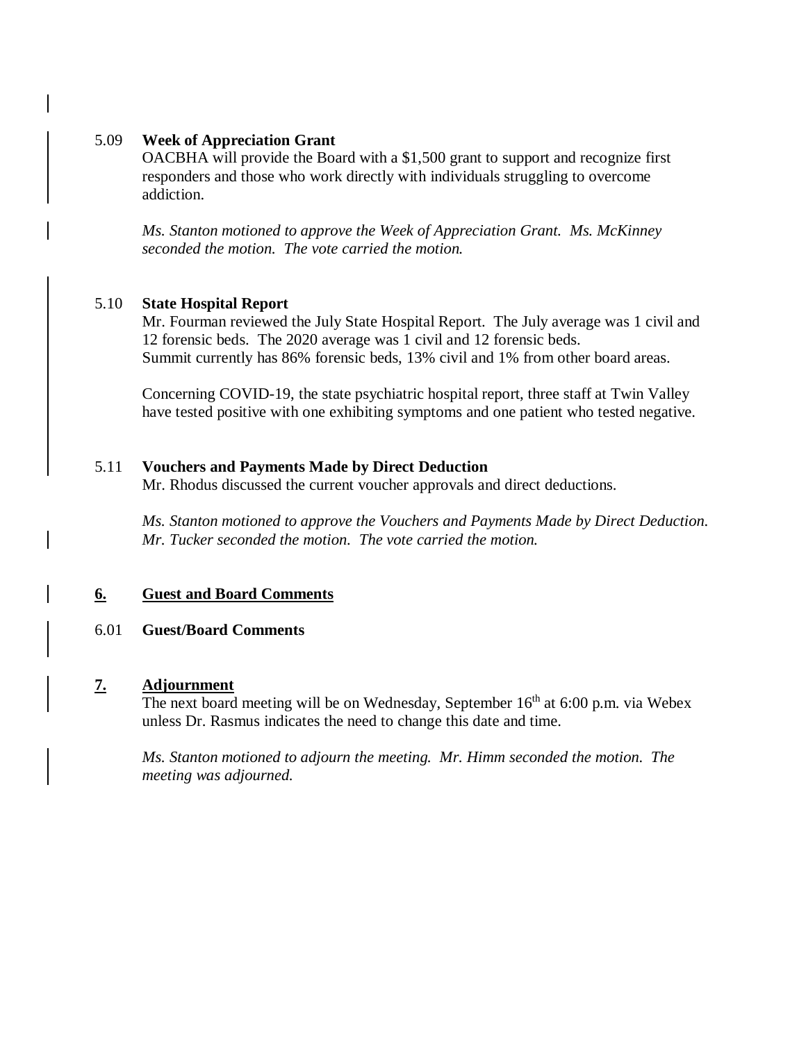5.09 **Week of Appreciation Grant**

OACBHA will provide the Board with a $1,500 grant to support and recognize first responders and those who work directly with individuals struggling to overcome addiction.

*Ms. Stanton motioned to approve the Week of Appreciation Grant. Ms. McKinney seconded the motion. The vote carried the motion.*

5.10 **State Hospital Report**

Mr. Fourman reviewed the July State Hospital Report. The July average was 1 civil and 12 forensic beds. The 2020 average was 1 civil and 12 forensic beds.
Summit currently has 86% forensic beds, 13% civil and 1% from other board areas.

Concerning COVID-19, the state psychiatric hospital report, three staff at Twin Valley have tested positive with one exhibiting symptoms and one patient who tested negative.

5.11 **Vouchers and Payments Made by Direct Deduction**

Mr. Rhodus discussed the current voucher approvals and direct deductions.

*Ms. Stanton motioned to approve the Vouchers and Payments Made by Direct Deduction. Mr. Tucker seconded the motion. The vote carried the motion.*

## 6. Guest and Board Comments

6.01 **Guest/Board Comments**

## 7. Adjournment

The next board meeting will be on Wednesday, September 16th at 6:00 p.m. via Webex unless Dr. Rasmus indicates the need to change this date and time.

*Ms. Stanton motioned to adjourn the meeting. Mr. Himm seconded the motion. The meeting was adjourned.*